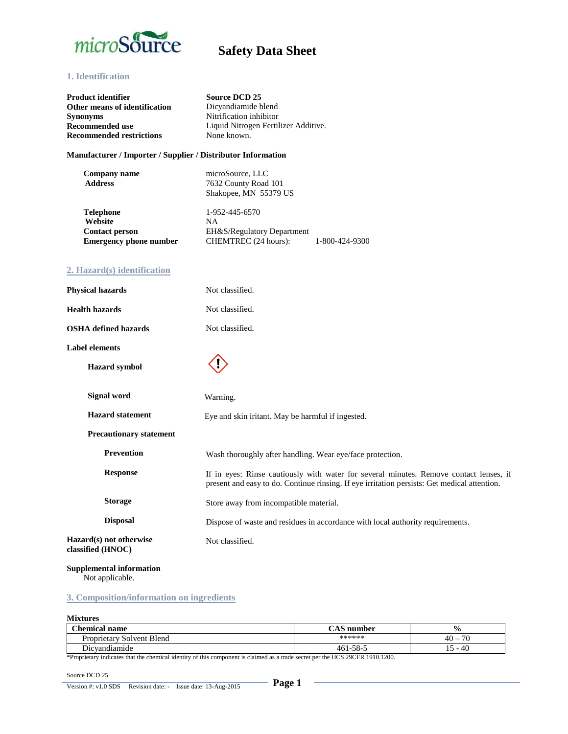microSource

# Safety Data Sheet

## 1. Identification

**Product identifier** Source DCD 25
**Other means of identification** Dicyandiamide blend
**Synonyms** Nitrification inhibitor
**Recommended use** Liquid Nitrogen Fertilizer Additive.
**Recommended restrictions** None known.

### Manufacturer / Importer / Supplier / Distributor Information

**Company name** microSource, LLC
**Address** 7632 County Road 101
Shakopee, MN 55379 US

**Telephone** 1-952-445-6570
**Website** NA
**Contact person** EH&S/Regulatory Department
**Emergency phone number** CHEMTREC (24 hours): 1-800-424-9300

## 2. Hazard(s) identification

**Physical hazards** Not classified.

**Health hazards** Not classified.

**OSHA defined hazards** Not classified.

**Label elements**

**Hazard symbol** ⟨!⟩

**Signal word** Warning.

**Hazard statement** Eye and skin iritant. May be harmful if ingested.

**Precautionary statement**

**Prevention** Wash thoroughly after handling. Wear eye/face protection.

**Response** If in eyes: Rinse cautiously with water for several minutes. Remove contact lenses, if present and easy to do. Continue rinsing. If eye irritation persists: Get medical attention.

**Storage** Store away from incompatible material.

**Disposal** Dispose of waste and residues in accordance with local authority requirements.

**Hazard(s) not otherwise classified (HNOC)** Not classified.

**Supplemental information**
Not applicable.

## 3. Composition/information on ingredients

**Mixtures**

| Chemical name | CAS number | % |
|---|---|---|
| Proprietary Solvent Blend | ****** | 40 – 70 |
| Dicyandiamide | 461-58-5 | 15 - 40 |

*Proprietary indicates that the chemical identity of this component is claimed as a trade secret per the HCS 29CFR 1910.1200.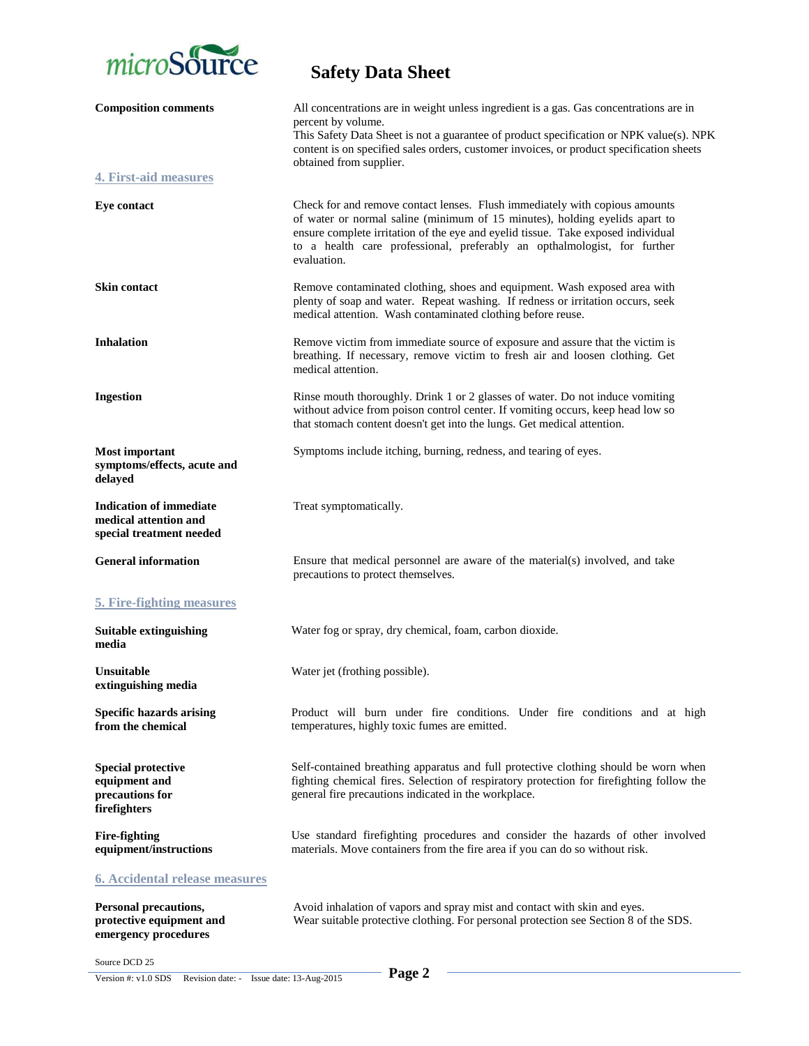| | |
|---|---|
| **Composition comments** | All concentrations are in weight unless ingredient is a gas. Gas concentrations are in percent by volume. This Safety Data Sheet is not a guarantee of product specification or NPK value(s). NPK content is on specified sales orders, customer invoices, or product specification sheets obtained from supplier. |

## 4. First-aid measures

| | |
|---|---|
| **Eye contact** | Check for and remove contact lenses. Flush immediately with copious amounts of water or normal saline (minimum of 15 minutes), holding eyelids apart to ensure complete irritation of the eye and eyelid tissue. Take exposed individual to a health care professional, preferably an opthalmologist, for further evaluation. |
| **Skin contact** | Remove contaminated clothing, shoes and equipment. Wash exposed area with plenty of soap and water. Repeat washing. If redness or irritation occurs, seek medical attention. Wash contaminated clothing before reuse. |
| **Inhalation** | Remove victim from immediate source of exposure and assure that the victim is breathing. If necessary, remove victim to fresh air and loosen clothing. Get medical attention. |
| **Ingestion** | Rinse mouth thoroughly. Drink 1 or 2 glasses of water. Do not induce vomiting without advice from poison control center. If vomiting occurs, keep head low so that stomach content doesn't get into the lungs. Get medical attention. |
| **Most important symptoms/effects, acute and delayed** | Symptoms include itching, burning, redness, and tearing of eyes. |
| **Indication of immediate medical attention and special treatment needed** | Treat symptomatically. |
| **General information** | Ensure that medical personnel are aware of the material(s) involved, and take precautions to protect themselves. |

## 5. Fire-fighting measures

| | |
|---|---|
| **Suitable extinguishing media** | Water fog or spray, dry chemical, foam, carbon dioxide. |
| **Unsuitable extinguishing media** | Water jet (frothing possible). |
| **Specific hazards arising from the chemical** | Product will burn under fire conditions. Under fire conditions and at high temperatures, highly toxic fumes are emitted. |
| **Special protective equipment and precautions for firefighters** | Self-contained breathing apparatus and full protective clothing should be worn when fighting chemical fires. Selection of respiratory protection for firefighting follow the general fire precautions indicated in the workplace. |
| **Fire-fighting equipment/instructions** | Use standard firefighting procedures and consider the hazards of other involved materials. Move containers from the fire area if you can do so without risk. |

## 6. Accidental release measures

| | |
|---|---|
| **Personal precautions, protective equipment and emergency procedures** | Avoid inhalation of vapors and spray mist and contact with skin and eyes. Wear suitable protective clothing. For personal protection see Section 8 of the SDS. |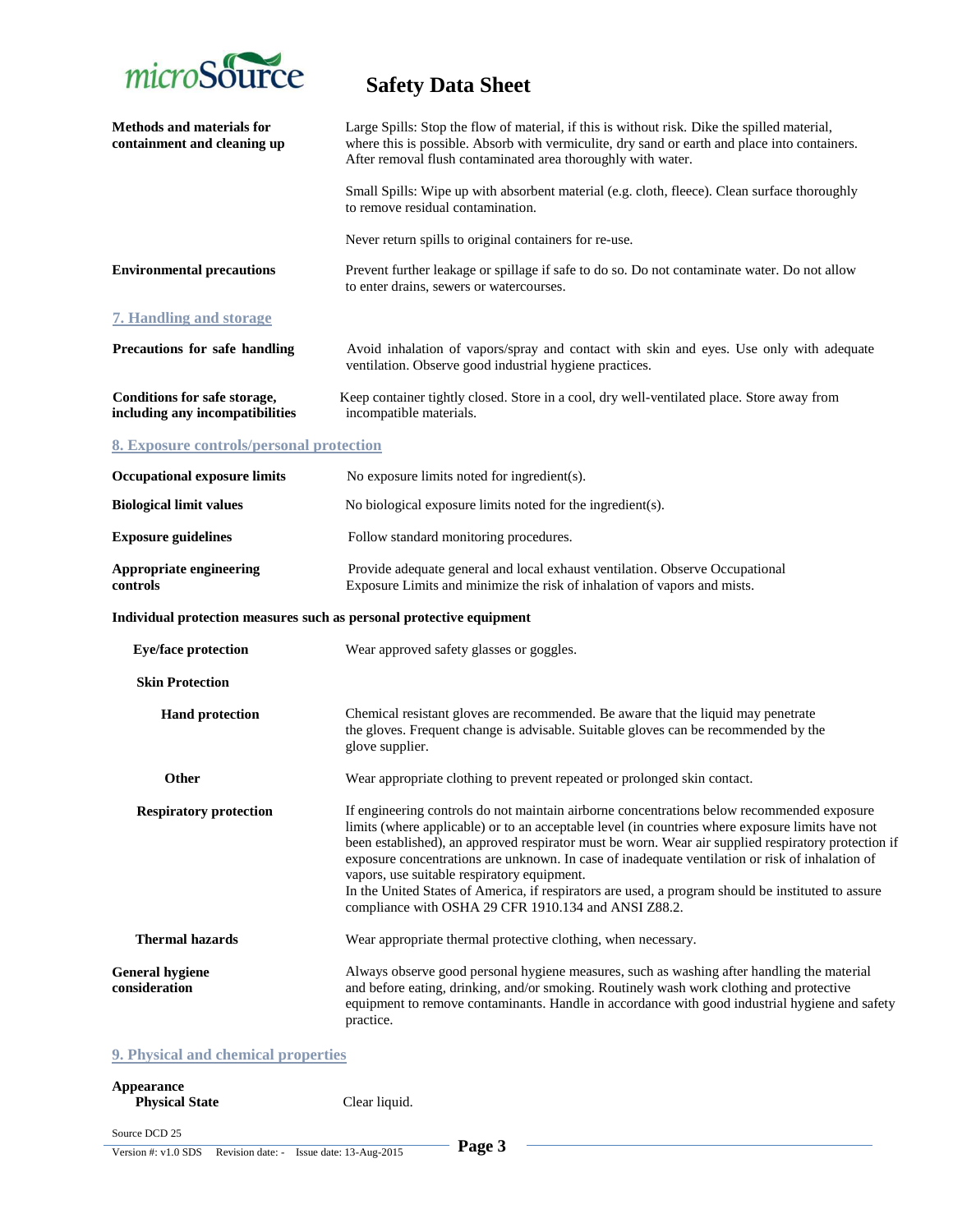**Methods and materials for containment and cleaning up**

Large Spills: Stop the flow of material, if this is without risk. Dike the spilled material, where this is possible. Absorb with vermiculite, dry sand or earth and place into containers. After removal flush contaminated area thoroughly with water.

Small Spills: Wipe up with absorbent material (e.g. cloth, fleece). Clean surface thoroughly to remove residual contamination.

Never return spills to original containers for re-use.

**Environmental precautions**

Prevent further leakage or spillage if safe to do so. Do not contaminate water. Do not allow to enter drains, sewers or watercourses.

## 7. Handling and storage

**Precautions for safe handling**

Avoid inhalation of vapors/spray and contact with skin and eyes. Use only with adequate ventilation. Observe good industrial hygiene practices.

**Conditions for safe storage, including any incompatibilities**

Keep container tightly closed. Store in a cool, dry well-ventilated place. Store away from incompatible materials.

## 8. Exposure controls/personal protection

**Occupational exposure limits**

No exposure limits noted for ingredient(s).

**Biological limit values**

No biological exposure limits noted for the ingredient(s).

**Exposure guidelines**

Follow standard monitoring procedures.

**Appropriate engineering controls**

Provide adequate general and local exhaust ventilation. Observe Occupational Exposure Limits and minimize the risk of inhalation of vapors and mists.

**Individual protection measures such as personal protective equipment**

**Eye/face protection**

Wear approved safety glasses or goggles.

**Skin Protection**

**Hand protection**

Chemical resistant gloves are recommended. Be aware that the liquid may penetrate the gloves. Frequent change is advisable. Suitable gloves can be recommended by the glove supplier.

**Other**

Wear appropriate clothing to prevent repeated or prolonged skin contact.

**Respiratory protection**

If engineering controls do not maintain airborne concentrations below recommended exposure limits (where applicable) or to an acceptable level (in countries where exposure limits have not been established), an approved respirator must be worn. Wear air supplied respiratory protection if exposure concentrations are unknown. In case of inadequate ventilation or risk of inhalation of vapors, use suitable respiratory equipment.
In the United States of America, if respirators are used, a program should be instituted to assure compliance with OSHA 29 CFR 1910.134 and ANSI Z88.2.

**Thermal hazards**

Wear appropriate thermal protective clothing, when necessary.

**General hygiene consideration**

Always observe good personal hygiene measures, such as washing after handling the material and before eating, drinking, and/or smoking. Routinely wash work clothing and protective equipment to remove contaminants. Handle in accordance with good industrial hygiene and safety practice.

## 9. Physical and chemical properties

**Appearance**

**Physical State**

Clear liquid.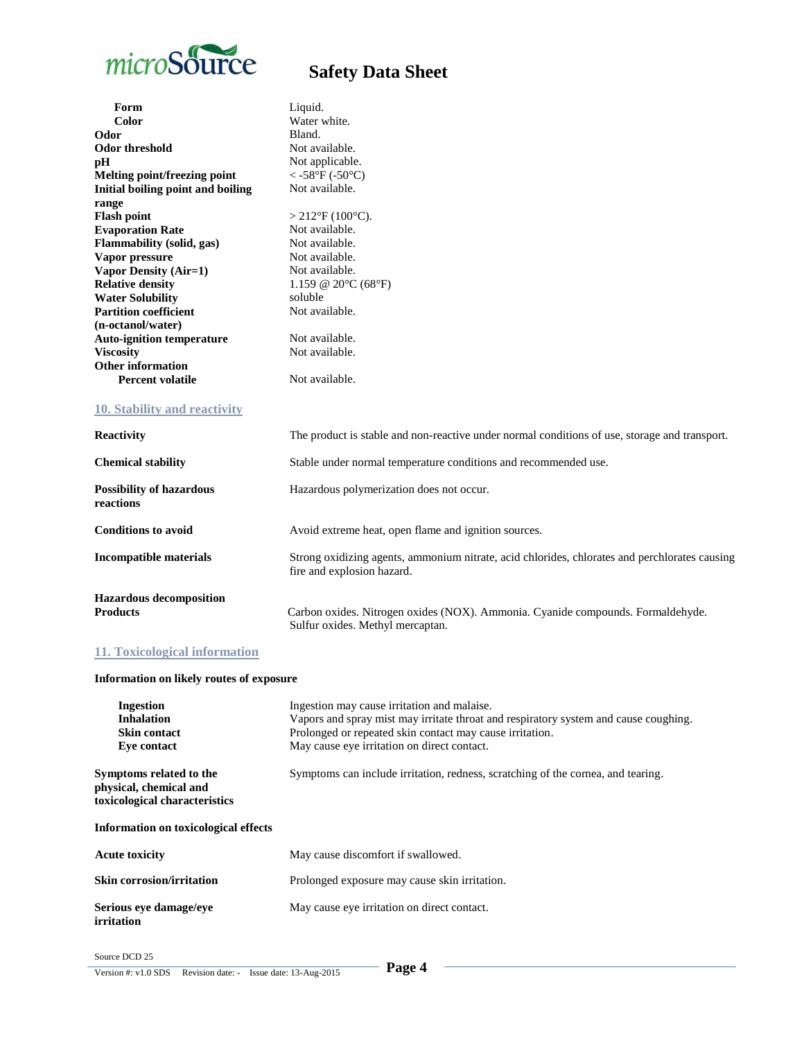| | |
|---|---|
| **Form** | Liquid. |
| **Color** | Water white. |
| **Odor** | Bland. |
| **Odor threshold** | Not available. |
| **pH** | Not applicable. |
| **Melting point/freezing point** | < -58°F (-50°C) |
| **Initial boiling point and boiling range** | Not available. |
| **Flash point** | > 212°F (100°C). |
| **Evaporation Rate** | Not available. |
| **Flammability (solid, gas)** | Not available. |
| **Vapor pressure** | Not available. |
| **Vapor Density (Air=1)** | Not available. |
| **Relative density** | 1.159 @ 20°C (68°F) |
| **Water Solubility** | soluble |
| **Partition coefficient (n-octanol/water)** | Not available. |
| **Auto-ignition temperature** | Not available. |
| **Viscosity** | Not available. |
| **Other information** | |
| **Percent volatile** | Not available. |

## 10. Stability and reactivity

| | |
|---|---|
| **Reactivity** | The product is stable and non-reactive under normal conditions of use, storage and transport. |
| **Chemical stability** | Stable under normal temperature conditions and recommended use. |
| **Possibility of hazardous reactions** | Hazardous polymerization does not occur. |
| **Conditions to avoid** | Avoid extreme heat, open flame and ignition sources. |
| **Incompatible materials** | Strong oxidizing agents, ammonium nitrate, acid chlorides, chlorates and perchlorates causing fire and explosion hazard. |
| **Hazardous decomposition Products** | Carbon oxides. Nitrogen oxides (NOX). Ammonia. Cyanide compounds. Formaldehyde. Sulfur oxides. Methyl mercaptan. |

## 11. Toxicological information

**Information on likely routes of exposure**

| | |
|---|---|
| **Ingestion** | Ingestion may cause irritation and malaise. |
| **Inhalation** | Vapors and spray mist may irritate throat and respiratory system and cause coughing. |
| **Skin contact** | Prolonged or repeated skin contact may cause irritation. |
| **Eye contact** | May cause eye irritation on direct contact. |
| **Symptoms related to the physical, chemical and toxicological characteristics** | Symptoms can include irritation, redness, scratching of the cornea, and tearing. |

**Information on toxicological effects**

| | |
|---|---|
| **Acute toxicity** | May cause discomfort if swallowed. |
| **Skin corrosion/irritation** | Prolonged exposure may cause skin irritation. |
| **Serious eye damage/eye irritation** | May cause eye irritation on direct contact. |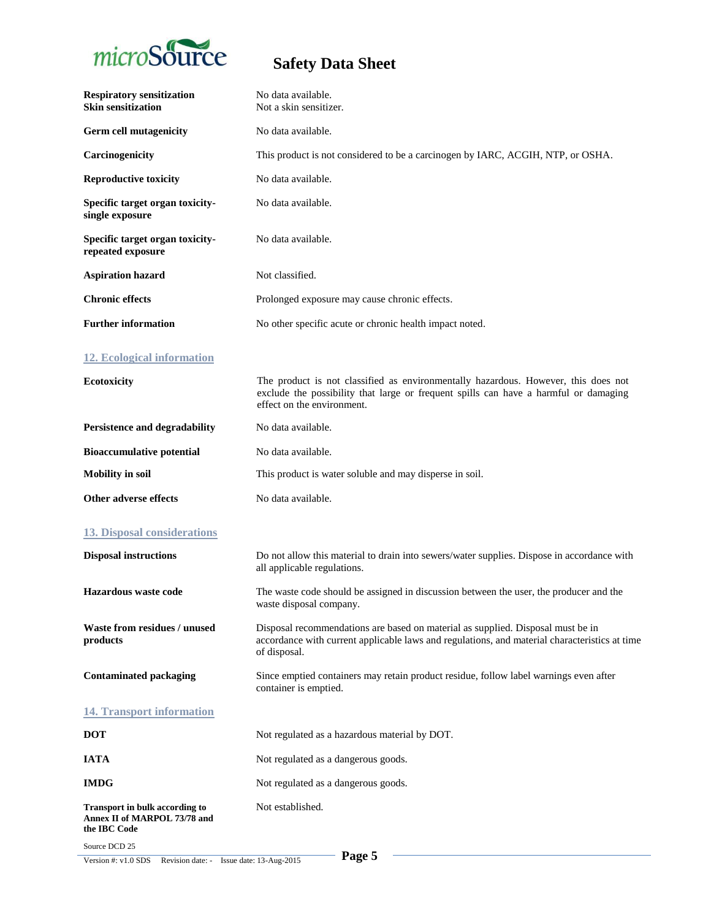| | |
|---|---|
| **Respiratory sensitization** | No data available. |
| **Skin sensitization** | Not a skin sensitizer. |
| **Germ cell mutagenicity** | No data available. |
| **Carcinogenicity** | This product is not considered to be a carcinogen by IARC, ACGIH, NTP, or OSHA. |
| **Reproductive toxicity** | No data available. |
| **Specific target organ toxicity-single exposure** | No data available. |
| **Specific target organ toxicity-repeated exposure** | No data available. |
| **Aspiration hazard** | Not classified. |
| **Chronic effects** | Prolonged exposure may cause chronic effects. |
| **Further information** | No other specific acute or chronic health impact noted. |

## 12. Ecological information

| | |
|---|---|
| **Ecotoxicity** | The product is not classified as environmentally hazardous. However, this does not exclude the possibility that large or frequent spills can have a harmful or damaging effect on the environment. |
| **Persistence and degradability** | No data available. |
| **Bioaccumulative potential** | No data available. |
| **Mobility in soil** | This product is water soluble and may disperse in soil. |
| **Other adverse effects** | No data available. |

## 13. Disposal considerations

| | |
|---|---|
| **Disposal instructions** | Do not allow this material to drain into sewers/water supplies. Dispose in accordance with all applicable regulations. |
| **Hazardous waste code** | The waste code should be assigned in discussion between the user, the producer and the waste disposal company. |
| **Waste from residues / unused products** | Disposal recommendations are based on material as supplied. Disposal must be in accordance with current applicable laws and regulations, and material characteristics at time of disposal. |
| **Contaminated packaging** | Since emptied containers may retain product residue, follow label warnings even after container is emptied. |

## 14. Transport information

| | |
|---|---|
| **DOT** | Not regulated as a hazardous material by DOT. |
| **IATA** | Not regulated as a dangerous goods. |
| **IMDG** | Not regulated as a dangerous goods. |
| **Transport in bulk according to Annex II of MARPOL 73/78 and the IBC Code** | Not established. |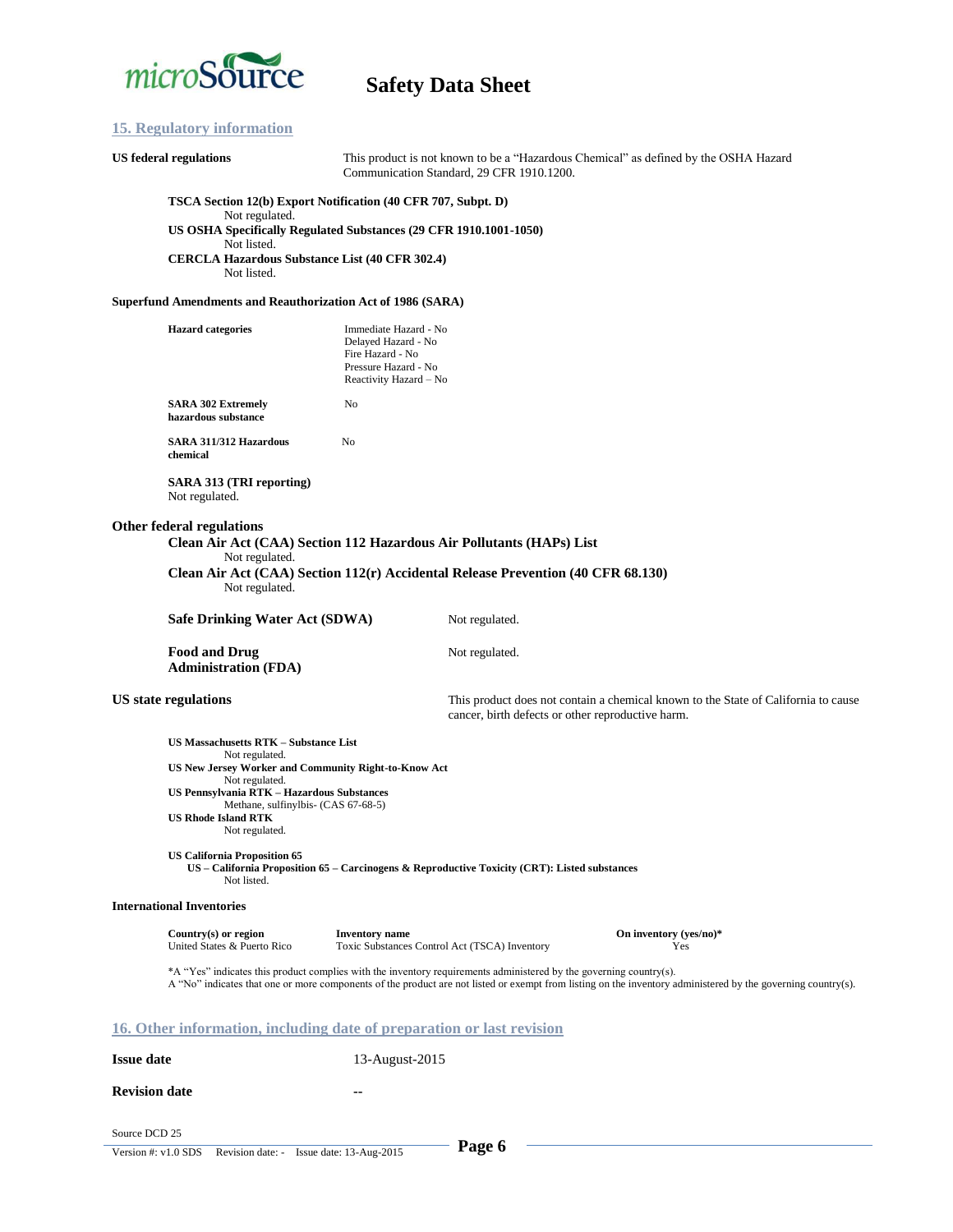## 15. Regulatory information

**US federal regulations**

This product is not known to be a "Hazardous Chemical" as defined by the OSHA Hazard Communication Standard, 29 CFR 1910.1200.

**TSCA Section 12(b) Export Notification (40 CFR 707, Subpt. D)**
Not regulated.

**US OSHA Specifically Regulated Substances (29 CFR 1910.1001-1050)**
Not listed.

**CERCLA Hazardous Substance List (40 CFR 302.4)**
Not listed.

**Superfund Amendments and Reauthorization Act of 1986 (SARA)**

**Hazard categories**

Immediate Hazard - No
Delayed Hazard - No
Fire Hazard - No
Pressure Hazard - No
Reactivity Hazard – No

**SARA 302 Extremely hazardous substance** No

**SARA 311/312 Hazardous chemical** No

**SARA 313 (TRI reporting)**
Not regulated.

**Other federal regulations**

**Clean Air Act (CAA) Section 112 Hazardous Air Pollutants (HAPs) List**
Not regulated.

**Clean Air Act (CAA) Section 112(r) Accidental Release Prevention (40 CFR 68.130)**
Not regulated.

**Safe Drinking Water Act (SDWA)** Not regulated.

**Food and Drug Administration (FDA)** Not regulated.

**US state regulations**

This product does not contain a chemical known to the State of California to cause cancer, birth defects or other reproductive harm.

**US Massachusetts RTK – Substance List**
Not regulated.

**US New Jersey Worker and Community Right-to-Know Act**
Not regulated.

**US Pennsylvania RTK – Hazardous Substances**
Methane, sulfinylbis- (CAS 67-68-5)

**US Rhode Island RTK**
Not regulated.

**US California Proposition 65**
**US – California Proposition 65 – Carcinogens & Reproductive Toxicity (CRT): Listed substances**
Not listed.

**International Inventories**

| Country(s) or region | Inventory name | On inventory (yes/no)* |
|---|---|---|
| United States & Puerto Rico | Toxic Substances Control Act (TSCA) Inventory | Yes |

*A "Yes" indicates this product complies with the inventory requirements administered by the governing country(s).
A "No" indicates that one or more components of the product are not listed or exempt from listing on the inventory administered by the governing country(s).

## 16. Other information, including date of preparation or last revision

**Issue date** 13-August-2015

**Revision date** --

Source DCD 25

Version #: v1.0 SDS Revision date: - Issue date: 13-Aug-2015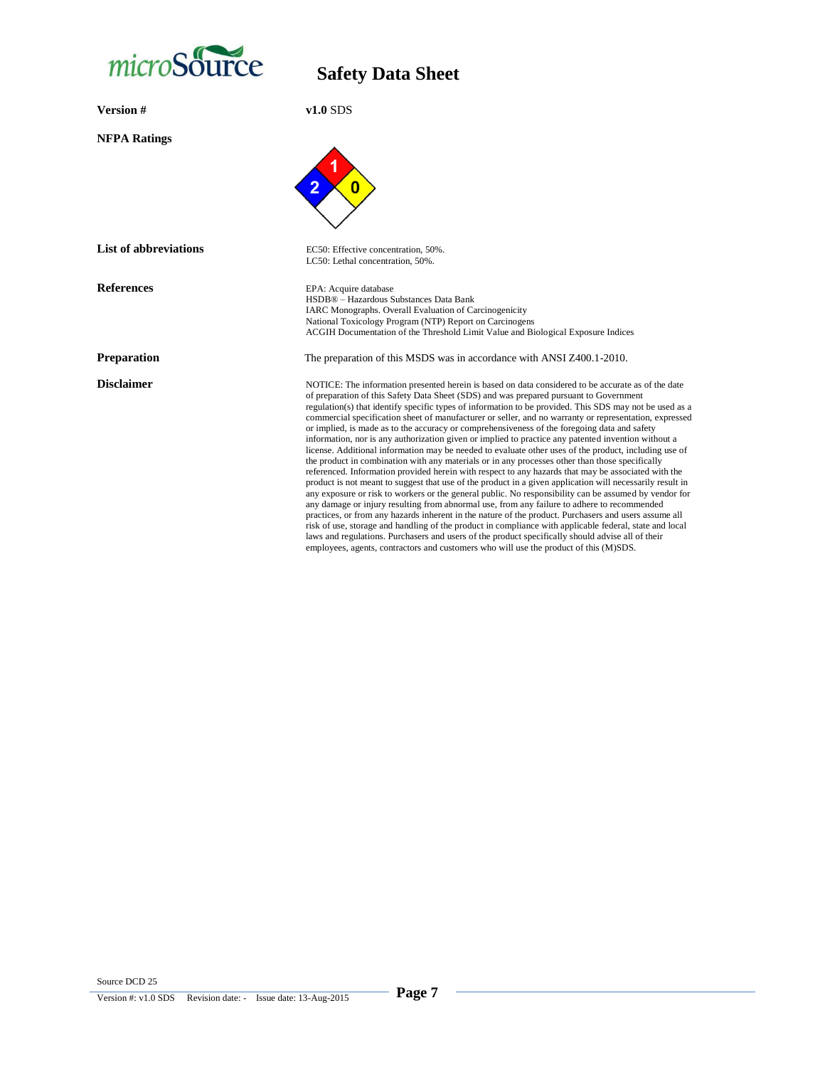# Safety Data Sheet

**Version #** **v1.0** SDS

**NFPA Ratings**

1
2 0

**List of abbreviations**

EC50: Effective concentration, 50%.
LC50: Lethal concentration, 50%.

**References**

EPA: Acquire database
HSDB® – Hazardous Substances Data Bank
IARC Monographs. Overall Evaluation of Carcinogenicity
National Toxicology Program (NTP) Report on Carcinogens
ACGIH Documentation of the Threshold Limit Value and Biological Exposure Indices

**Preparation**

The preparation of this MSDS was in accordance with ANSI Z400.1-2010.

**Disclaimer**

NOTICE: The information presented herein is based on data considered to be accurate as of the date of preparation of this Safety Data Sheet (SDS) and was prepared pursuant to Government regulation(s) that identify specific types of information to be provided. This SDS may not be used as a commercial specification sheet of manufacturer or seller, and no warranty or representation, expressed or implied, is made as to the accuracy or comprehensiveness of the foregoing data and safety information, nor is any authorization given or implied to practice any patented invention without a license. Additional information may be needed to evaluate other uses of the product, including use of the product in combination with any materials or in any processes other than those specifically referenced. Information provided herein with respect to any hazards that may be associated with the product is not meant to suggest that use of the product in a given application will necessarily result in any exposure or risk to workers or the general public. No responsibility can be assumed by vendor for any damage or injury resulting from abnormal use, from any failure to adhere to recommended practices, or from any hazards inherent in the nature of the product. Purchasers and users assume all risk of use, storage and handling of the product in compliance with applicable federal, state and local laws and regulations. Purchasers and users of the product specifically should advise all of their employees, agents, contractors and customers who will use the product of this (M)SDS.